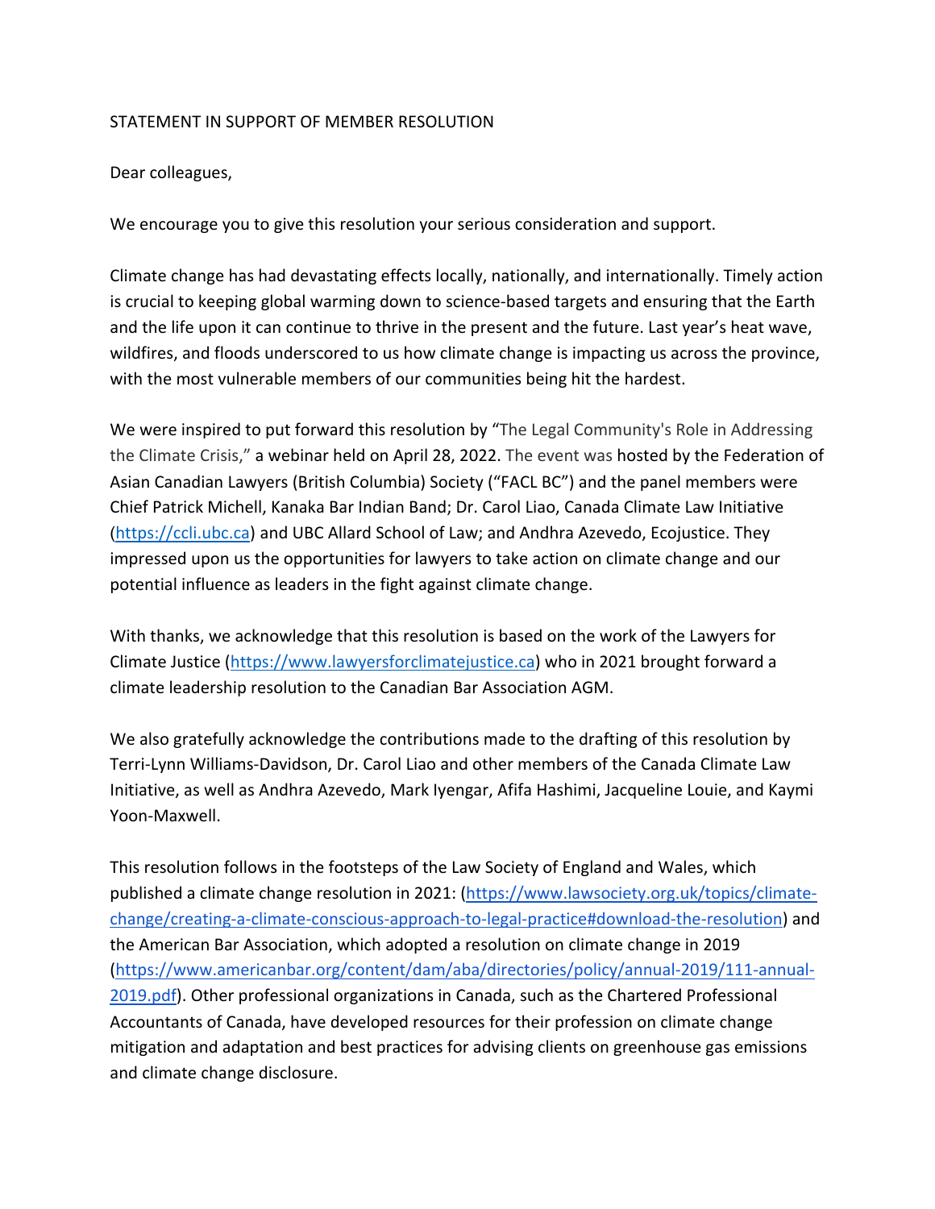STATEMENT IN SUPPORT OF MEMBER RESOLUTION

Dear colleagues,

We encourage you to give this resolution your serious consideration and support.

Climate change has had devastating effects locally, nationally, and internationally. Timely action is crucial to keeping global warming down to science-based targets and ensuring that the Earth and the life upon it can continue to thrive in the present and the future. Last year's heat wave, wildfires, and floods underscored to us how climate change is impacting us across the province, with the most vulnerable members of our communities being hit the hardest.

We were inspired to put forward this resolution by "The Legal Community's Role in Addressing the Climate Crisis," a webinar held on April 28, 2022. The event was hosted by the Federation of Asian Canadian Lawyers (British Columbia) Society ("FACL BC") and the panel members were Chief Patrick Michell, Kanaka Bar Indian Band; Dr. Carol Liao, Canada Climate Law Initiative (https://ccli.ubc.ca) and UBC Allard School of Law; and Andhra Azevedo, Ecojustice. They impressed upon us the opportunities for lawyers to take action on climate change and our potential influence as leaders in the fight against climate change.

With thanks, we acknowledge that this resolution is based on the work of the Lawyers for Climate Justice (https://www.lawyersforclimatejustice.ca) who in 2021 brought forward a climate leadership resolution to the Canadian Bar Association AGM.

We also gratefully acknowledge the contributions made to the drafting of this resolution by Terri-Lynn Williams-Davidson, Dr. Carol Liao and other members of the Canada Climate Law Initiative, as well as Andhra Azevedo, Mark Iyengar, Afifa Hashimi, Jacqueline Louie, and Kaymi Yoon-Maxwell.

This resolution follows in the footsteps of the Law Society of England and Wales, which published a climate change resolution in 2021: (https://www.lawsociety.org.uk/topics/climate-change/creating-a-climate-conscious-approach-to-legal-practice#download-the-resolution) and the American Bar Association, which adopted a resolution on climate change in 2019 (https://www.americanbar.org/content/dam/aba/directories/policy/annual-2019/111-annual-2019.pdf). Other professional organizations in Canada, such as the Chartered Professional Accountants of Canada, have developed resources for their profession on climate change mitigation and adaptation and best practices for advising clients on greenhouse gas emissions and climate change disclosure.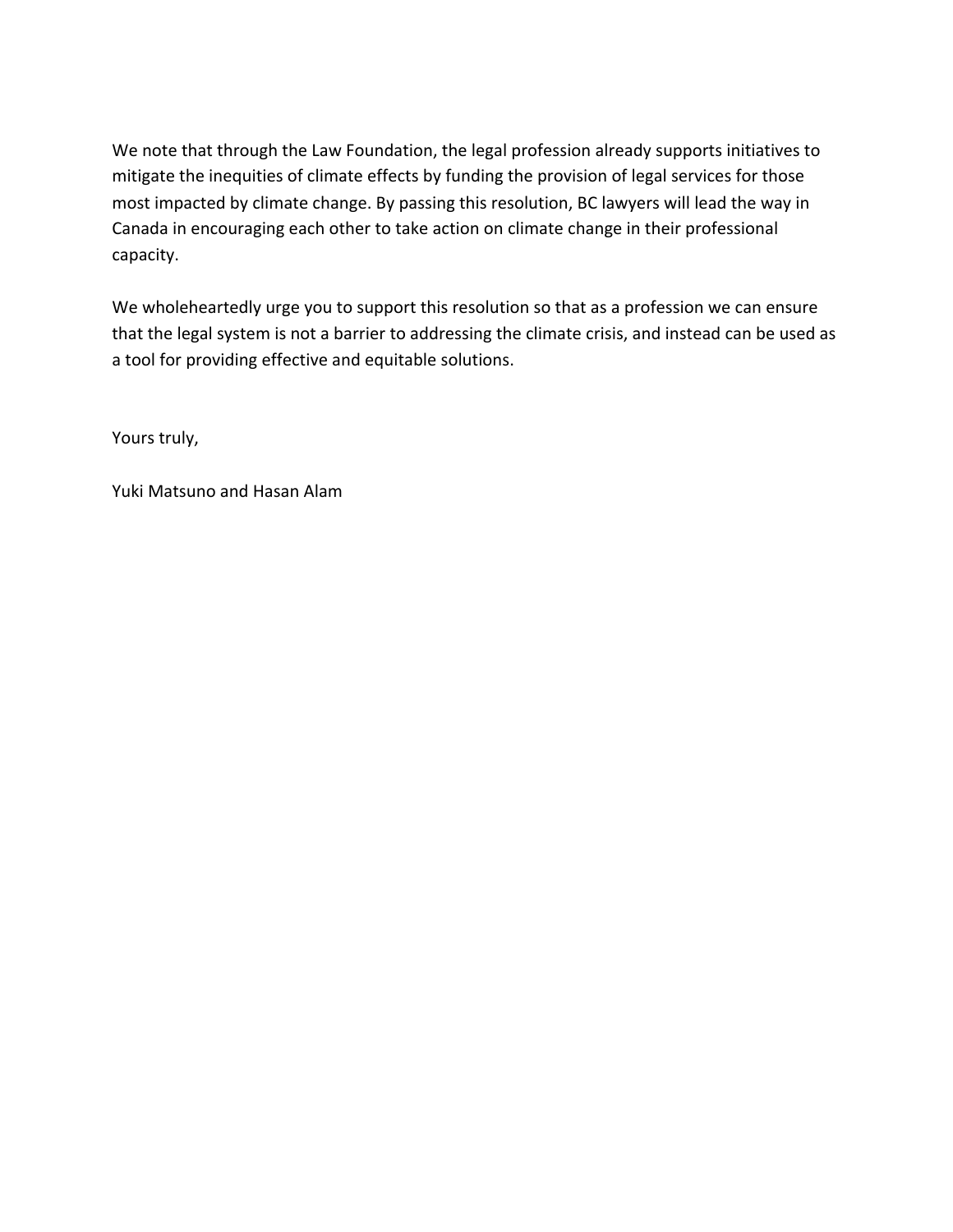We note that through the Law Foundation, the legal profession already supports initiatives to mitigate the inequities of climate effects by funding the provision of legal services for those most impacted by climate change. By passing this resolution, BC lawyers will lead the way in Canada in encouraging each other to take action on climate change in their professional capacity.

We wholeheartedly urge you to support this resolution so that as a profession we can ensure that the legal system is not a barrier to addressing the climate crisis, and instead can be used as a tool for providing effective and equitable solutions.

Yours truly,

Yuki Matsuno and Hasan Alam